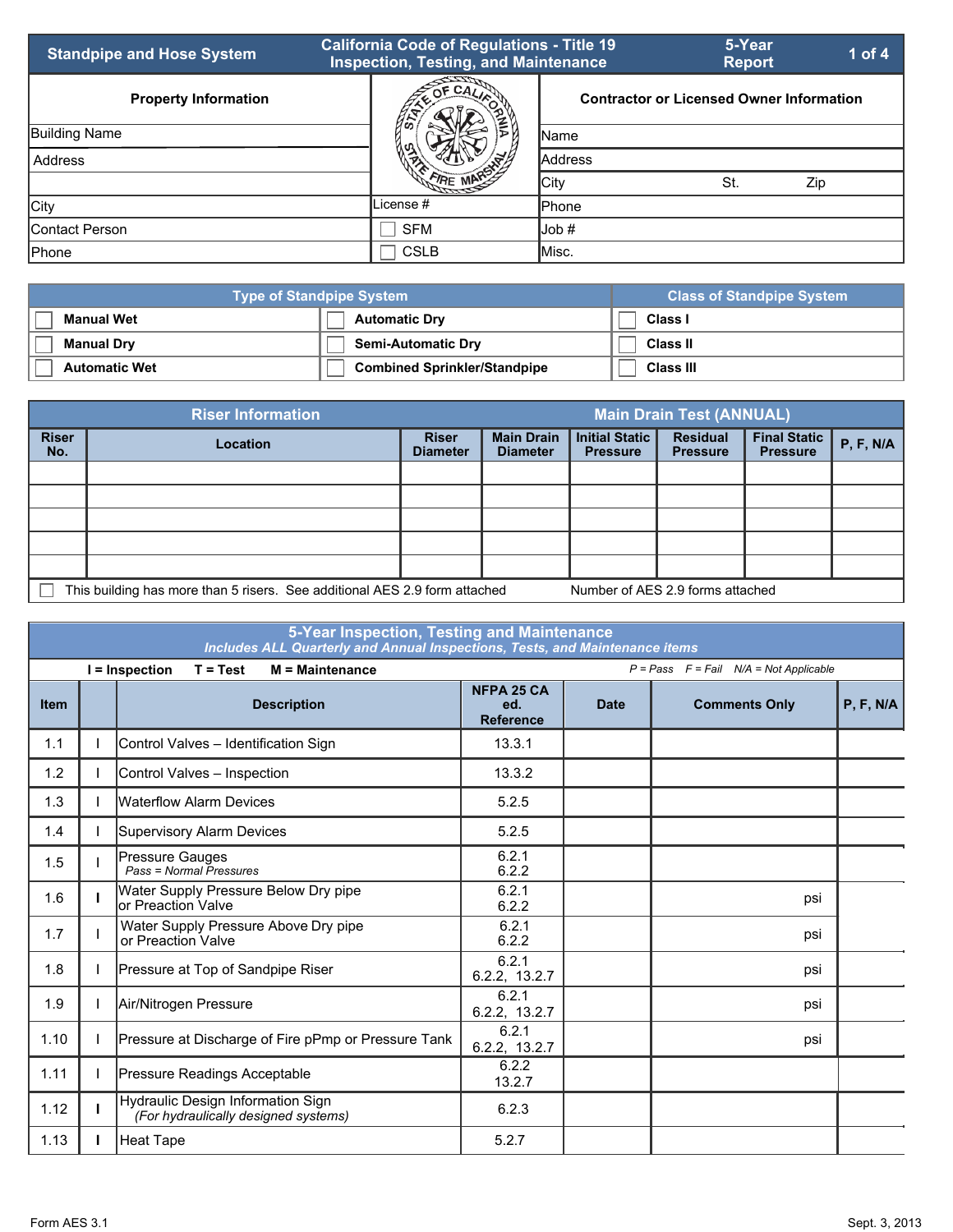# Standpipe and Hose System

**California Code of Regulations - Title 19 Inspection, Testing, and Maintenance**

**5-Year Report**

| Property Information | | Contractor or Licensed Owner Information |
|---|---|---|
| Building Name | | Name |
| Address | | Address |
| | | City St. Zip |
| City | License # | Phone |
| Contact Person | ☐ SFM | Job # |
| Phone | ☐ CSLB | Misc. |

| Type of Standpipe System | | Class of Standpipe System |
|---|---|---|
| ☐ Manual Wet | ☐ Automatic Dry | ☐ Class I |
| ☐ Manual Dry | ☐ Semi-Automatic Dry | ☐ Class II |
| ☐ Automatic Wet | ☐ Combined Sprinkler/Standpipe | ☐ Class III |

| Riser Information | | | | Main Drain Test (ANNUAL) | | | |
|---|---|---|---|---|---|---|---|
| Riser No. | Location | Riser Diameter | Main Drain Diameter | Initial Static Pressure | Residual Pressure | Final Static Pressure | P, F, N/A |
| | | | | | | | |
| | | | | | | | |
| | | | | | | | |
| | | | | | | | |
| | | | | | | | |

☐ This building has more than 5 risers. See additional AES 2.9 form attached    Number of AES 2.9 forms attached

## 5-Year Inspection, Testing and Maintenance

*Includes ALL Quarterly and Annual Inspections, Tests, and Maintenance items*

**I = Inspection  T = Test  M = Maintenance**    *P = Pass  F = Fail  N/A = Not Applicable*

| Item | | Description | NFPA 25 CA ed. Reference | Date | Comments Only | P, F, N/A |
|---|---|---|---|---|---|---|
| 1.1 | I | Control Valves – Identification Sign | 13.3.1 | | | |
| 1.2 | I | Control Valves – Inspection | 13.3.2 | | | |
| 1.3 | I | Waterflow Alarm Devices | 5.2.5 | | | |
| 1.4 | I | Supervisory Alarm Devices | 5.2.5 | | | |
| 1.5 | I | Pressure Gauges<br>*Pass = Normal Pressures* | 6.2.1<br>6.2.2 | | | |
| 1.6 | **I** | Water Supply Pressure Below Dry pipe or Preaction Valve | 6.2.1<br>6.2.2 | | psi | |
| 1.7 | I | Water Supply Pressure Above Dry pipe or Preaction Valve | 6.2.1<br>6.2.2 | | psi | |
| 1.8 | I | Pressure at Top of Sandpipe Riser | 6.2.1<br>6.2.2, 13.2.7 | | psi | |
| 1.9 | I | Air/Nitrogen Pressure | 6.2.1<br>6.2.2, 13.2.7 | | psi | |
| 1.10 | I | Pressure at Discharge of Fire pPmp or Pressure Tank | 6.2.1<br>6.2.2, 13.2.7 | | psi | |
| 1.11 | I | Pressure Readings Acceptable | 6.2.2<br>13.2.7 | | | |
| 1.12 | **I** | Hydraulic Design Information Sign<br>*(For hydraulically designed systems)* | 6.2.3 | | | |
| 1.13 | **I** | Heat Tape | 5.2.7 | | | |

Form AES 3.1    Sept. 3, 2013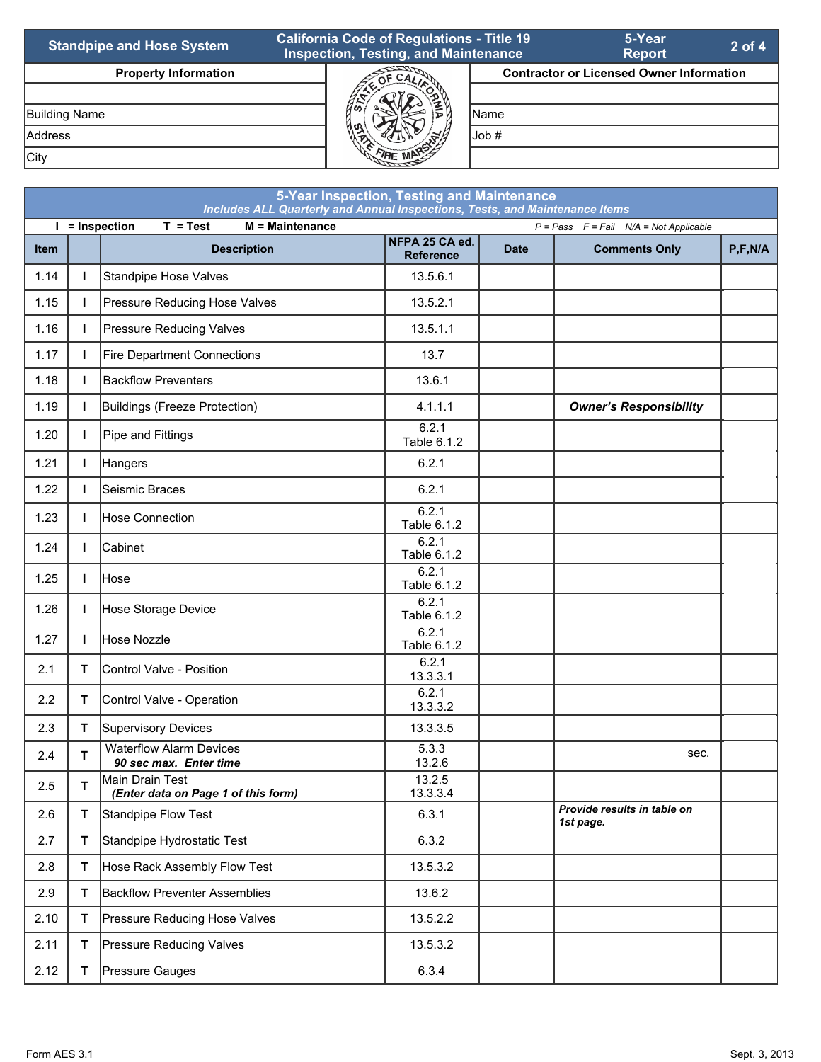| Standpipe and Hose System | California Code of Regulations - Title 19 Inspection, Testing, and Maintenance | 5-Year Report |
|---|---|---|

| Property Information | Contractor or Licensed Owner Information |
|---|---|
| | |
| Building Name | Name |
| Address | Job # |
| City | |

## 5-Year Inspection, Testing and Maintenance

***Includes ALL Quarterly and Annual Inspections, Tests, and Maintenance Items***

**I = Inspection   T = Test   M = Maintenance**

*P = Pass   F = Fail   N/A = Not Applicable*

| Item | | Description | NFPA 25 CA ed. Reference | Date | Comments Only | P,F,N/A |
|---|---|---|---|---|---|---|
| 1.14 | I | Standpipe Hose Valves | 13.5.6.1 | | | |
| 1.15 | I | Pressure Reducing Hose Valves | 13.5.2.1 | | | |
| 1.16 | I | Pressure Reducing Valves | 13.5.1.1 | | | |
| 1.17 | I | Fire Department Connections | 13.7 | | | |
| 1.18 | I | Backflow Preventers | 13.6.1 | | | |
| 1.19 | I | Buildings (Freeze Protection) | 4.1.1.1 | | ***Owner's Responsibility*** | |
| 1.20 | I | Pipe and Fittings | 6.2.1 Table 6.1.2 | | | |
| 1.21 | I | Hangers | 6.2.1 | | | |
| 1.22 | I | Seismic Braces | 6.2.1 | | | |
| 1.23 | I | Hose Connection | 6.2.1 Table 6.1.2 | | | |
| 1.24 | I | Cabinet | 6.2.1 Table 6.1.2 | | | |
| 1.25 | I | Hose | 6.2.1 Table 6.1.2 | | | |
| 1.26 | I | Hose Storage Device | 6.2.1 Table 6.1.2 | | | |
| 1.27 | I | Hose Nozzle | 6.2.1 Table 6.1.2 | | | |
| 2.1 | T | Control Valve - Position | 6.2.1 13.3.3.1 | | | |
| 2.2 | T | Control Valve - Operation | 6.2.1 13.3.3.2 | | | |
| 2.3 | T | Supervisory Devices | 13.3.3.5 | | | |
| 2.4 | T | Waterflow Alarm Devices ***90 sec max. Enter time*** | 5.3.3 13.2.6 | | sec. | |
| 2.5 | T | Main Drain Test ***(Enter data on Page 1 of this form)*** | 13.2.5 13.3.3.4 | | | |
| 2.6 | T | Standpipe Flow Test | 6.3.1 | | ***Provide results in table on 1st page.*** | |
| 2.7 | T | Standpipe Hydrostatic Test | 6.3.2 | | | |
| 2.8 | T | Hose Rack Assembly Flow Test | 13.5.3.2 | | | |
| 2.9 | T | Backflow Preventer Assemblies | 13.6.2 | | | |
| 2.10 | T | Pressure Reducing Hose Valves | 13.5.2.2 | | | |
| 2.11 | T | Pressure Reducing Valves | 13.5.3.2 | | | |
| 2.12 | T | Pressure Gauges | 6.3.4 | | | |

Form AES 3.1 Sept. 3, 2013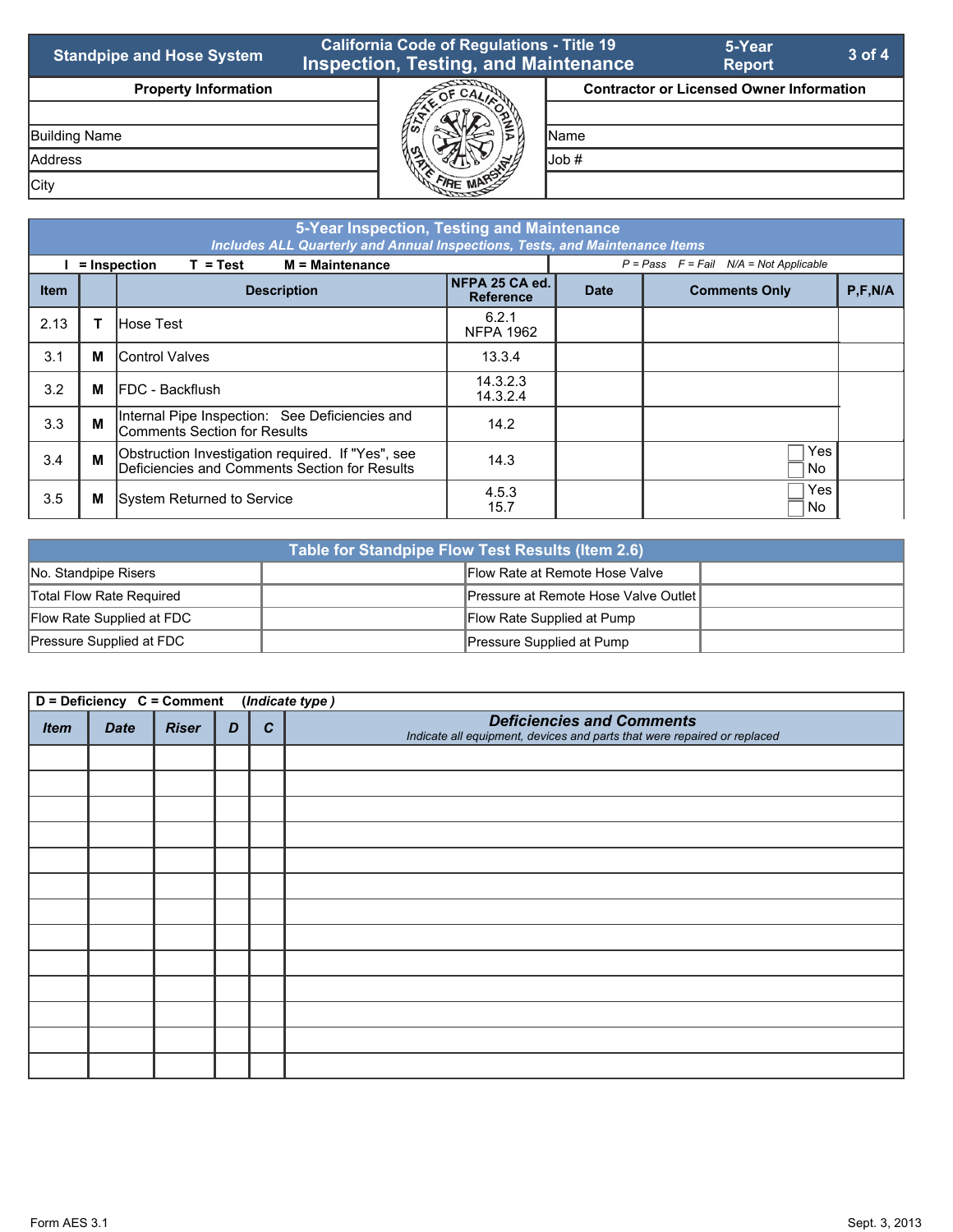| Standpipe and Hose System | California Code of Regulations - Title 19 Inspection, Testing, and Maintenance | 5-Year Report |
|---|---|---|

| Property Information | Contractor or Licensed Owner Information |
|---|---|
| | |
| Building Name | Name |
| Address | Job # |
| City | |

## 5-Year Inspection, Testing and Maintenance

*Includes ALL Quarterly and Annual Inspections, Tests, and Maintenance Items*

**I = Inspection T = Test M = Maintenance** *P = Pass F = Fail N/A = Not Applicable*

| Item | | Description | NFPA 25 CA ed. Reference | Date | Comments Only | P,F,N/A |
|---|---|---|---|---|---|---|
| 2.13 | T | Hose Test | 6.2.1 NFPA 1962 | | | |
| 3.1 | M | Control Valves | 13.3.4 | | | |
| 3.2 | M | FDC - Backflush | 14.3.2.3 14.3.2.4 | | | |
| 3.3 | M | Internal Pipe Inspection: See Deficiencies and Comments Section for Results | 14.2 | | | |
| 3.4 | M | Obstruction Investigation required. If "Yes", see Deficiencies and Comments Section for Results | 14.3 | | ☐ Yes ☐ No | |
| 3.5 | M | System Returned to Service | 4.5.3 15.7 | | ☐ Yes ☐ No | |

## Table for Standpipe Flow Test Results (Item 2.6)

| | | | |
|---|---|---|---|
| No. Standpipe Risers | | Flow Rate at Remote Hose Valve | |
| Total Flow Rate Required | | Pressure at Remote Hose Valve Outlet | |
| Flow Rate Supplied at FDC | | Flow Rate Supplied at Pump | |
| Pressure Supplied at FDC | | Pressure Supplied at Pump | |

**D = Deficiency C = Comment** ***(Indicate type)***

| *Item* | *Date* | *Riser* | *D* | *C* | ***Deficiencies and Comments*** *Indicate all equipment, devices and parts that were repaired or replaced* |
|---|---|---|---|---|---|
| | | | | | |
| | | | | | |
| | | | | | |
| | | | | | |
| | | | | | |
| | | | | | |
| | | | | | |
| | | | | | |
| | | | | | |
| | | | | | |
| | | | | | |
| | | | | | |
| | | | | | |

Form AES 3.1 Sept. 3, 2013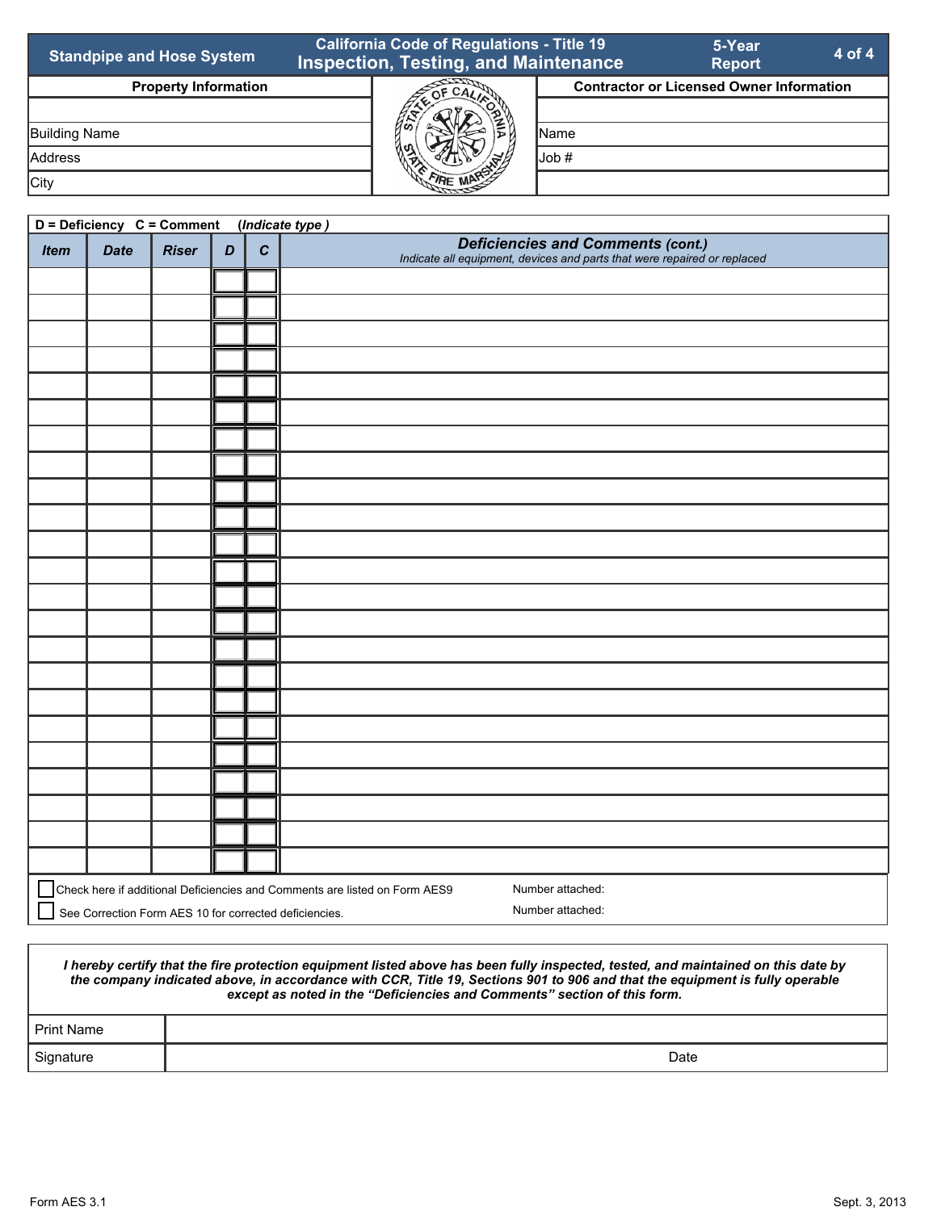| Standplipe and Hose System | California Code of Regulations - Title 19 Inspection, Testing, and Maintenance | 5-Year Report |
|---|---|---|

| Property Information | Contractor or Licensed Owner Information |
|---|---|
| | |
| Building Name | Name |
| Address | Job # |
| City | |

**D = Deficiency C = Comment (*Indicate type*)**

| Item | Date | Riser | D | C | **Deficiencies and Comments (cont.)** *Indicate all equipment, devices and parts that were repaired or replaced* |
|---|---|---|---|---|---|
| | | | ☐ | ☐ | |
| | | | ☐ | ☐ | |
| | | | ☐ | ☐ | |
| | | | ☐ | ☐ | |
| | | | ☐ | ☐ | |
| | | | ☐ | ☐ | |
| | | | ☐ | ☐ | |
| | | | ☐ | ☐ | |
| | | | ☐ | ☐ | |
| | | | ☐ | ☐ | |
| | | | ☐ | ☐ | |
| | | | ☐ | ☐ | |
| | | | ☐ | ☐ | |
| | | | ☐ | ☐ | |
| | | | ☐ | ☐ | |
| | | | ☐ | ☐ | |
| | | | ☐ | ☐ | |
| | | | ☐ | ☐ | |
| | | | ☐ | ☐ | |
| | | | ☐ | ☐ | |
| | | | ☐ | ☐ | |
| | | | ☐ | ☐ | |
| | | | ☐ | ☐ | |

☐ Check here if additional Deficiencies and Comments are listed on Form AES9 — Number attached:

☐ See Correction Form AES 10 for corrected deficiencies. — Number attached:

***I hereby certify that the fire protection equipment listed above has been fully inspected, tested, and maintained on this date by the company indicated above, in accordance with CCR, Title 19, Sections 901 to 906 and that the equipment is fully operable except as noted in the "Deficiencies and Comments" section of this form.***

| | |
|---|---|
| Print Name | |
| Signature | Date |

Form AES 3.1 Sept. 3, 2013